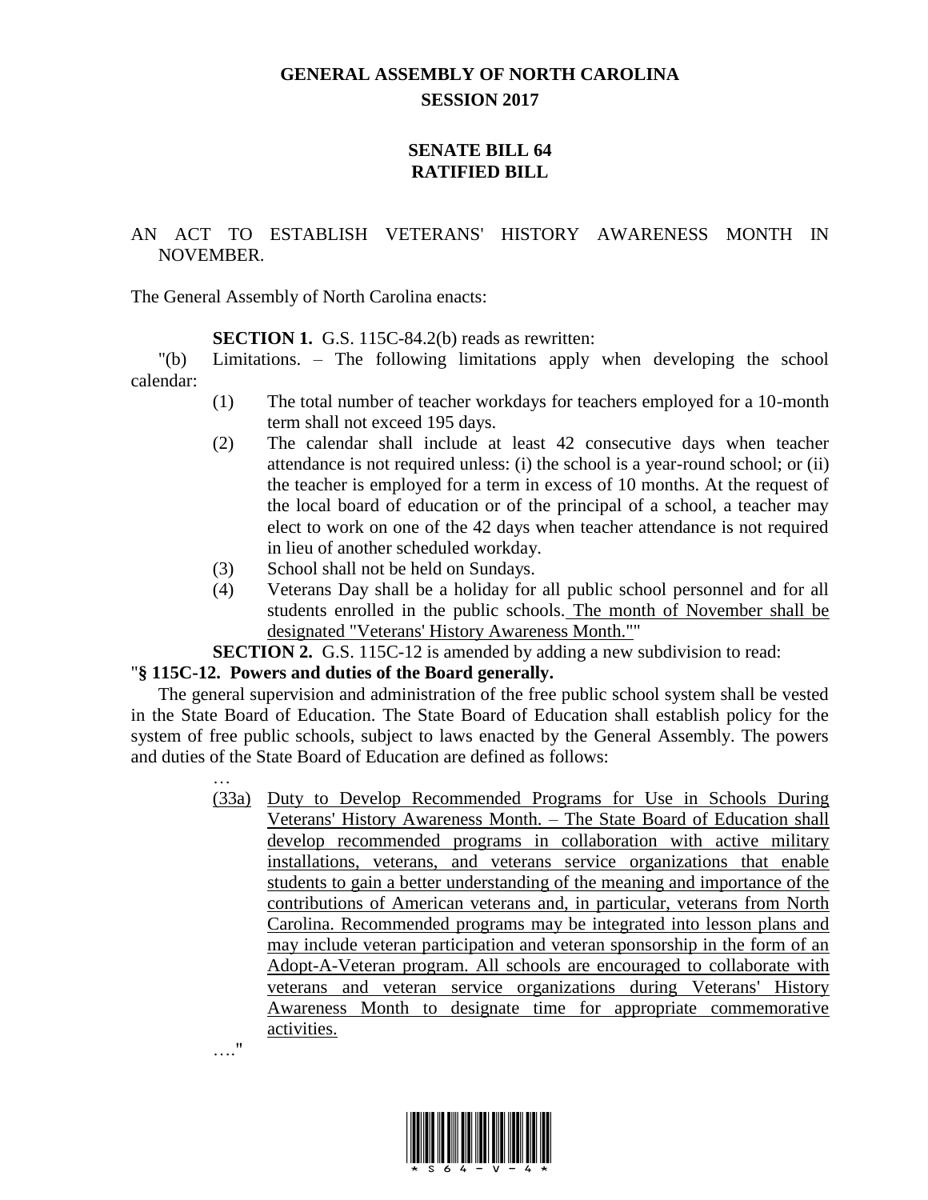# GENERAL ASSEMBLY OF NORTH CAROLINA
## SESSION 2017

## SENATE BILL 64
## RATIFIED BILL

AN ACT TO ESTABLISH VETERANS' HISTORY AWARENESS MONTH IN NOVEMBER.

The General Assembly of North Carolina enacts:

**SECTION 1.** G.S. 115C-84.2(b) reads as rewritten:

"(b) Limitations. – The following limitations apply when developing the school calendar:

(1) The total number of teacher workdays for teachers employed for a 10-month term shall not exceed 195 days.

(2) The calendar shall include at least 42 consecutive days when teacher attendance is not required unless: (i) the school is a year-round school; or (ii) the teacher is employed for a term in excess of 10 months. At the request of the local board of education or of the principal of a school, a teacher may elect to work on one of the 42 days when teacher attendance is not required in lieu of another scheduled workday.

(3) School shall not be held on Sundays.

(4) Veterans Day shall be a holiday for all public school personnel and for all students enrolled in the public schools. <u>The month of November shall be designated "Veterans' History Awareness Month."</u>"

**SECTION 2.** G.S. 115C-12 is amended by adding a new subdivision to read:

"**§ 115C-12. Powers and duties of the Board generally.**

The general supervision and administration of the free public school system shall be vested in the State Board of Education. The State Board of Education shall establish policy for the system of free public schools, subject to laws enacted by the General Assembly. The powers and duties of the State Board of Education are defined as follows:

…

<u>(33a) Duty to Develop Recommended Programs for Use in Schools During Veterans' History Awareness Month. – The State Board of Education shall develop recommended programs in collaboration with active military installations, veterans, and veterans service organizations that enable students to gain a better understanding of the meaning and importance of the contributions of American veterans and, in particular, veterans from North Carolina. Recommended programs may be integrated into lesson plans and may include veteran participation and veteran sponsorship in the form of an Adopt-A-Veteran program. All schools are encouraged to collaborate with veterans and veteran service organizations during Veterans' History Awareness Month to designate time for appropriate commemorative activities.</u>

…."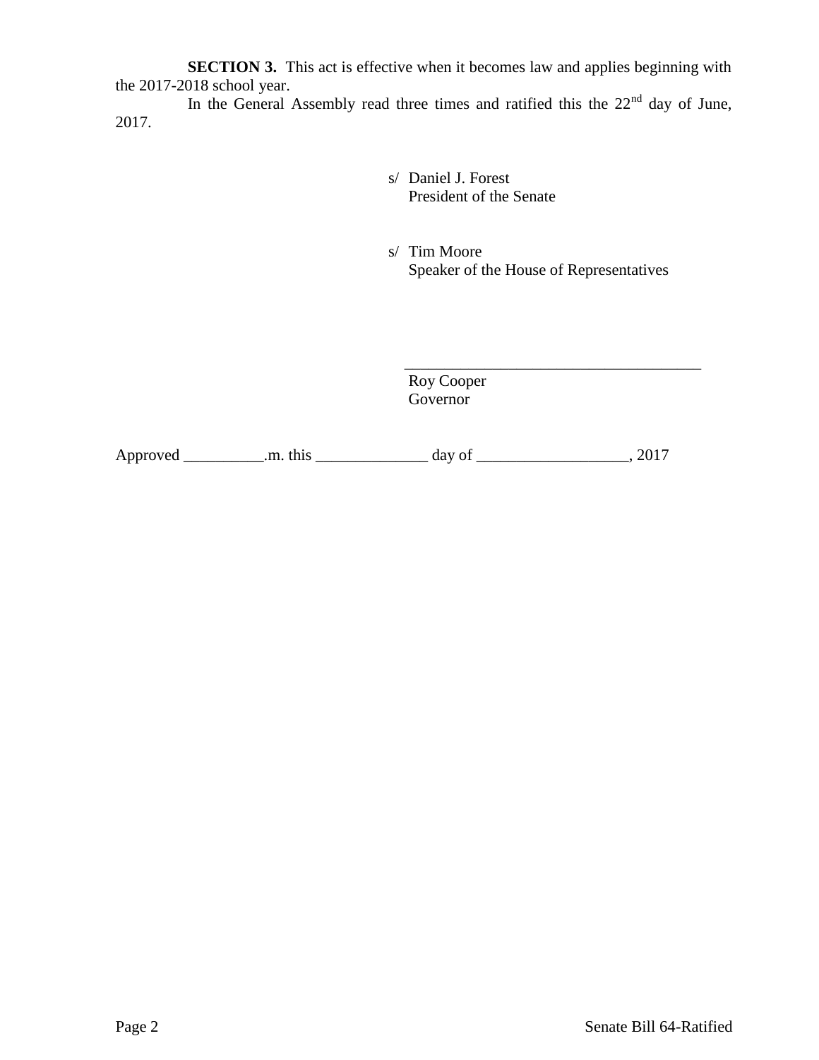**SECTION 3.** This act is effective when it becomes law and applies beginning with the 2017-2018 school year.

In the General Assembly read three times and ratified this the 22nd day of June, 2017.

s/ Daniel J. Forest
President of the Senate

s/ Tim Moore
Speaker of the House of Representatives

\_\_\_\_\_\_\_\_\_\_\_\_\_\_\_\_\_\_\_\_\_\_\_\_\_\_\_\_\_\_\_\_\_\_\_\_\_\_
Roy Cooper
Governor

Approved \_\_\_\_\_\_\_\_\_\_.m. this \_\_\_\_\_\_\_\_\_\_\_\_\_\_ day of \_\_\_\_\_\_\_\_\_\_\_\_\_\_\_\_\_\_\_, 2017